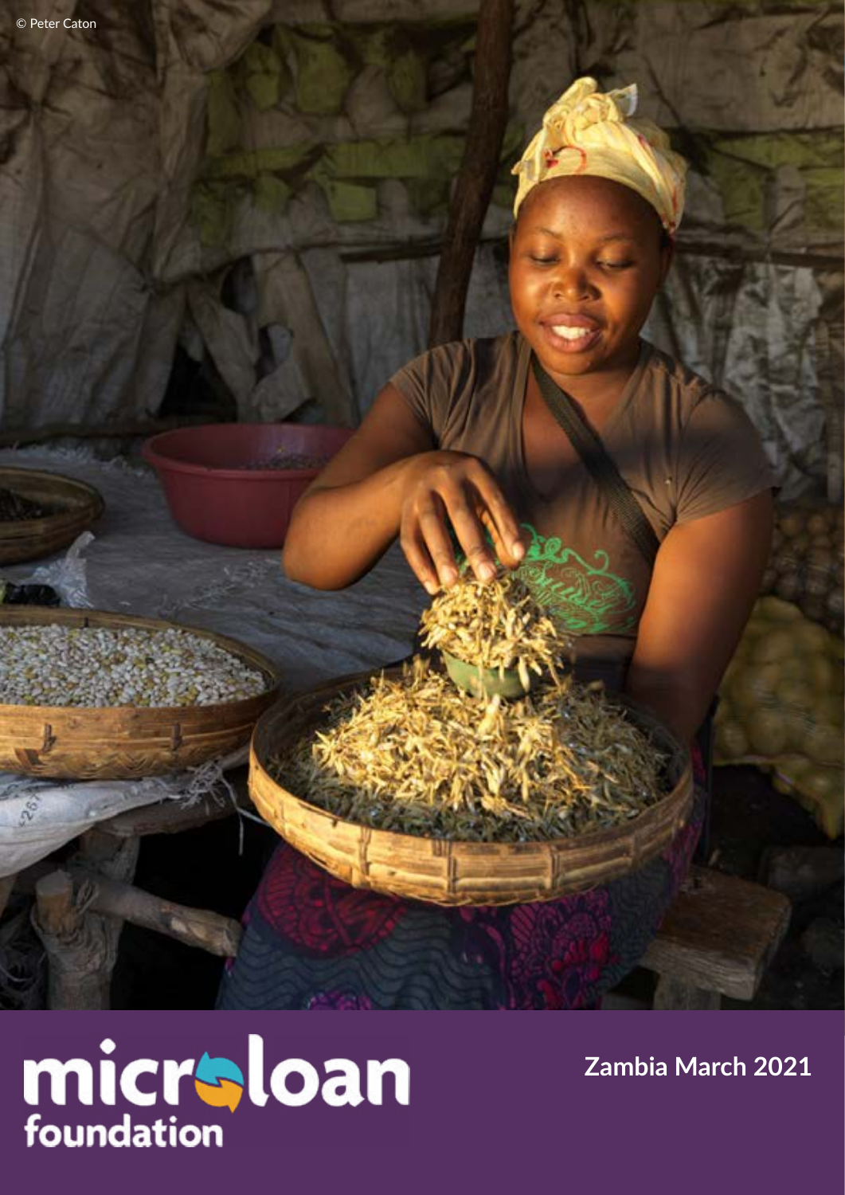© Peter Caton

microloan foundation

Zambia March 2021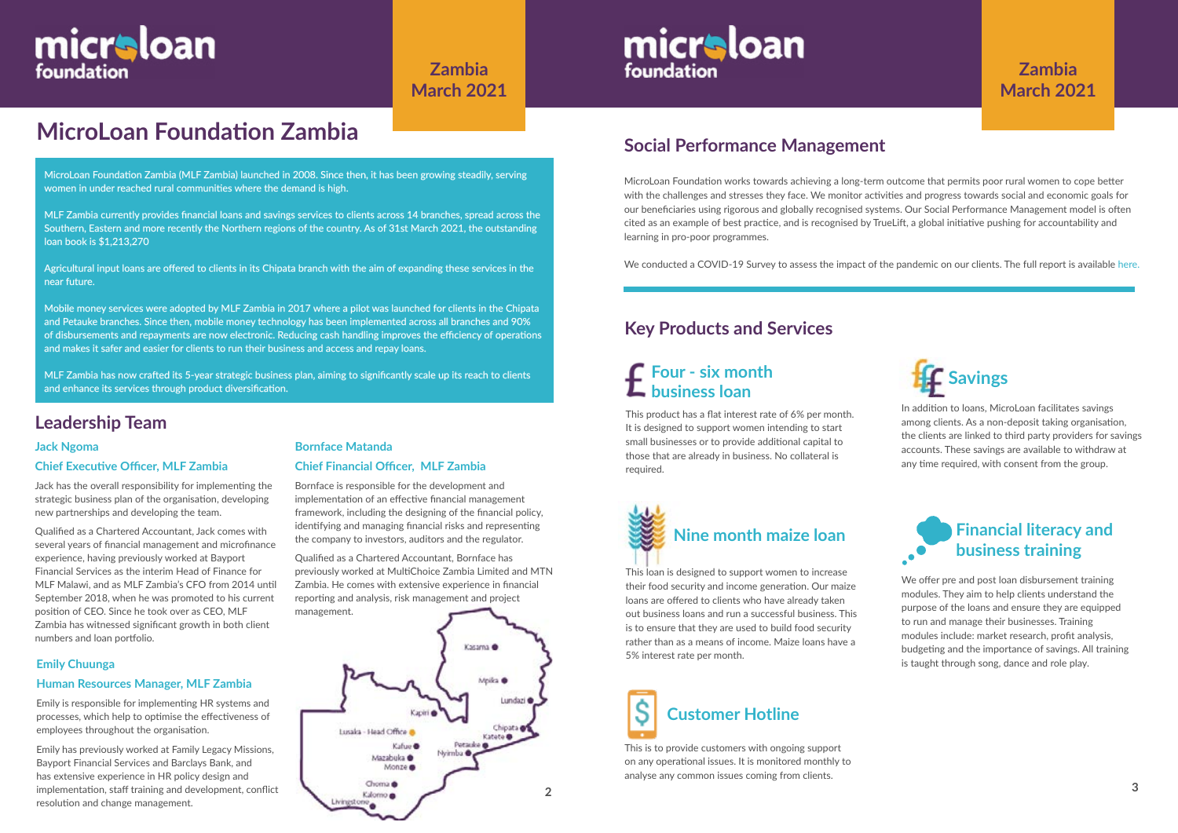# MicroLoan Foundation Zambia

MicroLoan Foundation Zambia (MLF Zambia) launched in 2008. Since then, it has been growing steadily, serving women in under reached rural communities where the demand is high.

MLF Zambia currently provides financial loans and savings services to clients across 14 branches, spread across the Southern, Eastern and more recently the Northern regions of the country. As of 31st March 2021, the outstanding loan book is $1,213,270

Agricultural input loans are offered to clients in its Chipata branch with the aim of expanding these services in the near future.

Mobile money services were adopted by MLF Zambia in 2017 where a pilot was launched for clients in the Chipata and Petauke branches. Since then, mobile money technology has been implemented across all branches and 90% of disbursements and repayments are now electronic. Reducing cash handling improves the efficiency of operations and makes it safer and easier for clients to run their business and access and repay loans.

MLF Zambia has now crafted its 5-year strategic business plan, aiming to significantly scale up its reach to clients and enhance its services through product diversification.

## Leadership Team

### Jack Ngoma

#### Chief Executive Officer, MLF Zambia

Jack has the overall responsibility for implementing the strategic business plan of the organisation, developing new partnerships and developing the team.

Qualified as a Chartered Accountant, Jack comes with several years of financial management and microfinance experience, having previously worked at Bayport Financial Services as the interim Head of Finance for MLF Malawi, and as MLF Zambia's CFO from 2014 until September 2018, when he was promoted to his current position of CEO. Since he took over as CEO, MLF Zambia has witnessed significant growth in both client numbers and loan portfolio.

### Emily Chuunga

#### Human Resources Manager, MLF Zambia

Emily is responsible for implementing HR systems and processes, which help to optimise the effectiveness of employees throughout the organisation.

Emily has previously worked at Family Legacy Missions, Bayport Financial Services and Barclays Bank, and has extensive experience in HR policy design and implementation, staff training and development, conflict resolution and change management.

### Bornface Matanda

#### Chief Financial Officer, MLF Zambia

Bornface is responsible for the development and implementation of an effective financial management framework, including the designing of the financial policy, identifying and managing financial risks and representing the company to investors, auditors and the regulator.

Qualified as a Chartered Accountant, Bornface has previously worked at MultiChoice Zambia Limited and MTN Zambia. He comes with extensive experience in financial reporting and analysis, risk management and project management.

Kasama
Mpika
Lundazi
Kapiri
Chipata
Katete
Lusaka - Head Office
Kafue
Petauke
Nyimba
Mazabuka
Monze
Choma
Kalomo
Livingstone

# Social Performance Management

MicroLoan Foundation works towards achieving a long-term outcome that permits poor rural women to cope better with the challenges and stresses they face. We monitor activities and progress towards social and economic goals for our beneficiaries using rigorous and globally recognised systems. Our Social Performance Management model is often cited as an example of best practice, and is recognised by TrueLift, a global initiative pushing for accountability and learning in pro-poor programmes.

We conducted a COVID-19 Survey to assess the impact of the pandemic on our clients. The full report is available here.

## Key Products and Services

### Four - six month business loan

This product has a flat interest rate of 6% per month. It is designed to support women intending to start small businesses or to provide additional capital to those that are already in business. No collateral is required.

### Nine month maize loan

This loan is designed to support women to increase their food security and income generation. Our maize loans are offered to clients who have already taken out business loans and run a successful business. This is to ensure that they are used to build food security rather than as a means of income. Maize loans have a 5% interest rate per month.

### Customer Hotline

This is to provide customers with ongoing support on any operational issues. It is monitored monthly to analyse any common issues coming from clients.

### Savings

In addition to loans, MicroLoan facilitates savings among clients. As a non-deposit taking organisation, the clients are linked to third party providers for savings accounts. These savings are available to withdraw at any time required, with consent from the group.

### Financial literacy and business training

We offer pre and post loan disbursement training modules. They aim to help clients understand the purpose of the loans and ensure they are equipped to run and manage their businesses. Training modules include: market research, profit analysis, budgeting and the importance of savings. All training is taught through song, dance and role play.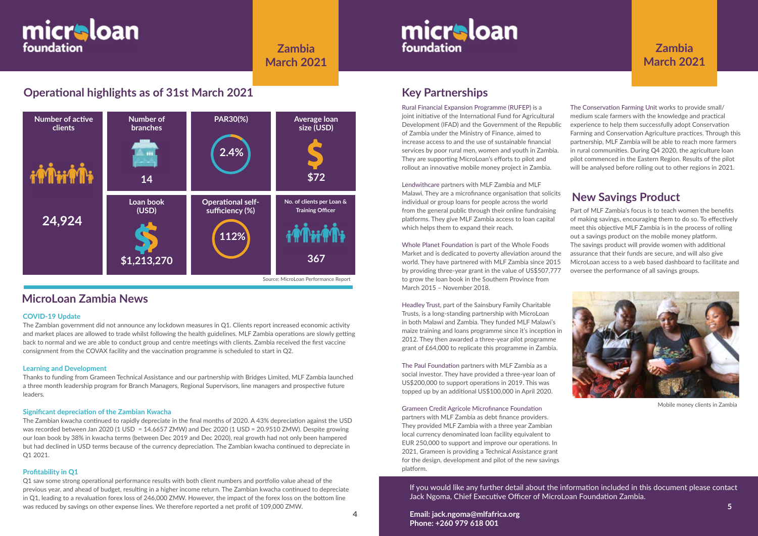# Zambia March 2021

## Operational highlights as of 31st March 2021

| Number of active clients | Number of branches | PAR30(%) | Average loan size (USD) |
|---|---|---|---|
| 24,924 | 14 | 2.4% | $72 |
| | **Loan book (USD)** | **Operational self-sufficiency (%)** | **No. of clients per Loan & Training Officer** |
| | $1,213,270 | 112% | 367 |

Source: MicroLoan Performance Report

## MicroLoan Zambia News

### COVID-19 Update

The Zambian government did not announce any lockdown measures in Q1. Clients report increased economic activity and market places are allowed to trade whilst following the health guidelines. MLF Zambia operations are slowly getting back to normal and we are able to conduct group and centre meetings with clients. Zambia received the first vaccine consignment from the COVAX facility and the vaccination programme is scheduled to start in Q2.

### Learning and Development

Thanks to funding from Grameen Technical Assistance and our partnership with Bridges Limited, MLF Zambia launched a three month leadership program for Branch Managers, Regional Supervisors, line managers and prospective future leaders.

### Significant depreciation of the Zambian Kwacha

The Zambian kwacha continued to rapidly depreciate in the final months of 2020. A 43% depreciation against the USD was recorded between Jan 2020 (1 USD = 14.6657 ZMW) and Dec 2020 (1 USD = 20.9510 ZMW). Despite growing our loan book by 38% in kwacha terms (between Dec 2019 and Dec 2020), real growth had not only been hampered but had declined in USD terms because of the currency depreciation. The Zambian kwacha continued to depreciate in Q1 2021.

### Profitability in Q1

Q1 saw some strong operational performance results with both client numbers and portfolio value ahead of the previous year, and ahead of budget, resulting in a higher income return. The Zambian kwacha continued to depreciate in Q1, leading to a revaluation forex loss of 246,000 ZMW. However, the impact of the forex loss on the bottom line was reduced by savings on other expense lines. We therefore reported a net profit of 109,000 ZMW.

## Key Partnerships

Rural Financial Expansion Programme (RUFEP) is a joint initiative of the International Fund for Agricultural Development (IFAD) and the Government of the Republic of Zambia under the Ministry of Finance, aimed to increase access to and the use of sustainable financial services by poor rural men, women and youth in Zambia. They are supporting MicroLoan's efforts to pilot and rollout an innovative mobile money project in Zambia.

Lendwithcare partners with MLF Zambia and MLF Malawi. They are a microfinance organisation that solicits individual or group loans for people across the world from the general public through their online fundraising platforms. They give MLF Zambia access to loan capital which helps them to expand their reach.

Whole Planet Foundation is part of the Whole Foods Market and is dedicated to poverty alleviation around the world. They have partnered with MLF Zambia since 2015 by providing three-year grant in the value of US$507,777 to grow the loan book in the Southern Province from March 2015 – November 2018.

Headley Trust, part of the Sainsbury Family Charitable Trusts, is a long-standing partnership with MicroLoan in both Malawi and Zambia. They funded MLF Malawi's maize training and loans programme since it's inception in 2012. They then awarded a three-year pilot programme grant of £64,000 to replicate this programme in Zambia.

The Paul Foundation partners with MLF Zambia as a social investor. They have provided a three-year loan of US$200,000 to support operations in 2019. This was topped up by an additional US$100,000 in April 2020.

Grameen Credit Agricole Microfinance Foundation partners with MLF Zambia as debt finance providers. They provided MLF Zambia with a three year Zambian local currency denominated loan facility equivalent to EUR 250,000 to support and improve our operations. In 2021, Grameen is providing a Technical Assistance grant for the design, development and pilot of the new savings platform.

The Conservation Farming Unit works to provide small/medium scale farmers with the knowledge and practical experience to help them successfully adopt Conservation Farming and Conservation Agriculture practices. Through this partnership, MLF Zambia will be able to reach more farmers in rural communities. During Q4 2020, the agriculture loan pilot commenced in the Eastern Region. Results of the pilot will be analysed before rolling out to other regions in 2021.

## New Savings Product

Part of MLF Zambia's focus is to teach women the benefits of making savings, encouraging them to do so. To effectively meet this objective MLF Zambia is in the process of rolling out a savings product on the mobile money platform. The savings product will provide women with additional assurance that their funds are secure, and will also give MicroLoan access to a web based dashboard to facilitate and oversee the performance of all savings groups.

Mobile money clients in Zambia

If you would like any further detail about the information included in this document please contact Jack Ngoma, Chief Executive Officer of MicroLoan Foundation Zambia.

**Email: jack.ngoma@mlfafrica.org**
**Phone: +260 979 618 001**